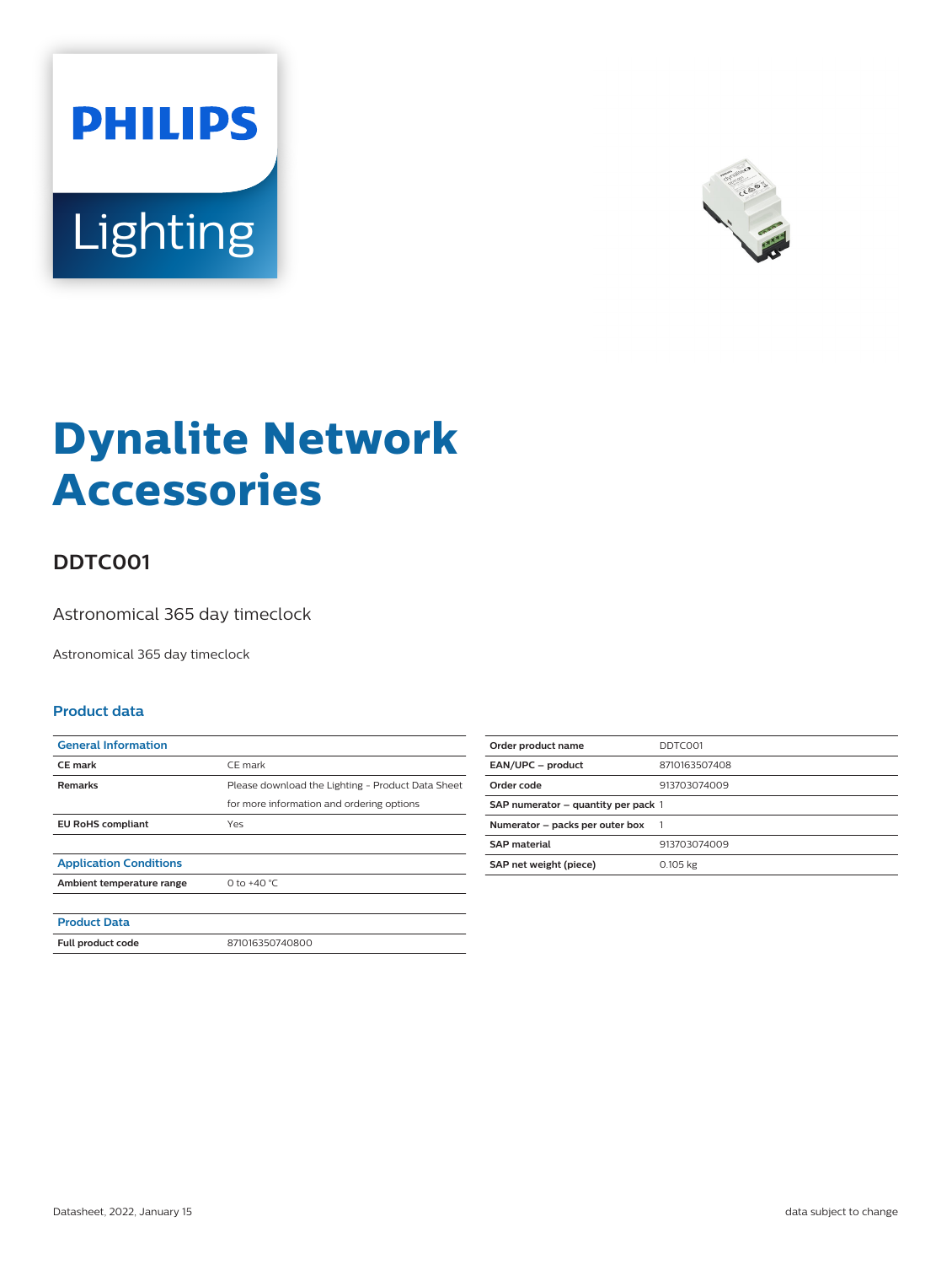PHILIPS

Lighting

# Dynalite Network Accessories

## DDTC001

Astronomical 365 day timeclock

Astronomical 365 day timeclock

### Product data

| General Information | |
|---|---|
| **CE mark** | CE mark |
| **Remarks** | Please download the Lighting - Product Data Sheet for more information and ordering options |
| **EU RoHS compliant** | Yes |
| | |
| **Application Conditions** | |
| **Ambient temperature range** | 0 to +40 °C |
| | |
| **Product Data** | |
| **Full product code** | 871016350740800 |

| | |
|---|---|
| **Order product name** | DDTC001 |
| **EAN/UPC – product** | 8710163507408 |
| **Order code** | 913703074009 |
| **SAP numerator – quantity per pack** | 1 |
| **Numerator – packs per outer box** | 1 |
| **SAP material** | 913703074009 |
| **SAP net weight (piece)** | 0.105 kg |

Datasheet, 2022, January 15

data subject to change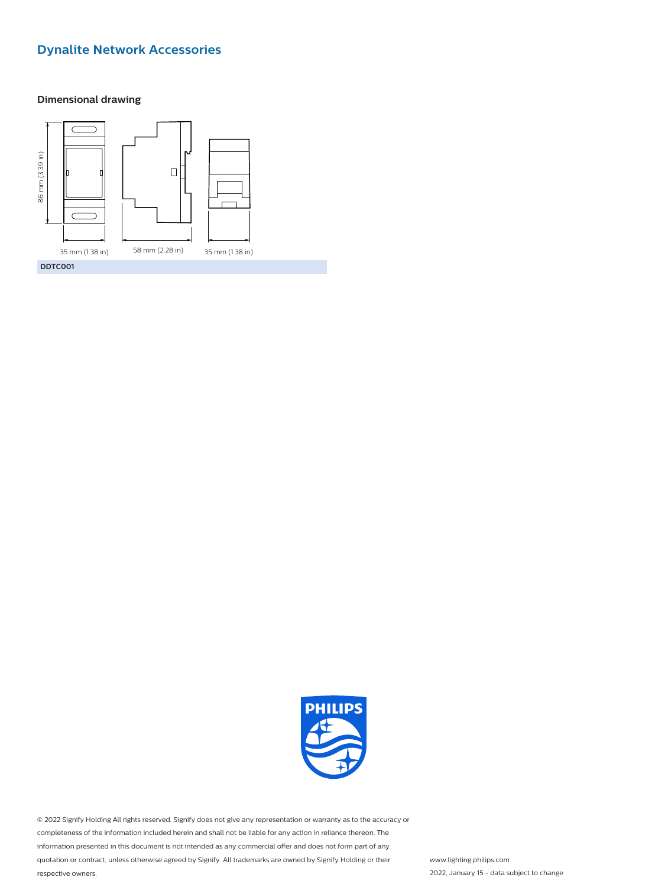## Dynalite Network Accessories

### Dimensional drawing

86 mm (3.39 in)

35 mm (1.38 in)

58 mm (2.28 in)

35 mm (1.38 in)

**DDTC001**

© 2022 Signify Holding All rights reserved. Signify does not give any representation or warranty as to the accuracy or completeness of the information included herein and shall not be liable for any action in reliance thereon. The information presented in this document is not intended as any commercial offer and does not form part of any quotation or contract, unless otherwise agreed by Signify. All trademarks are owned by Signify Holding or their respective owners.

www.lighting.philips.com

2022, January 15 - data subject to change